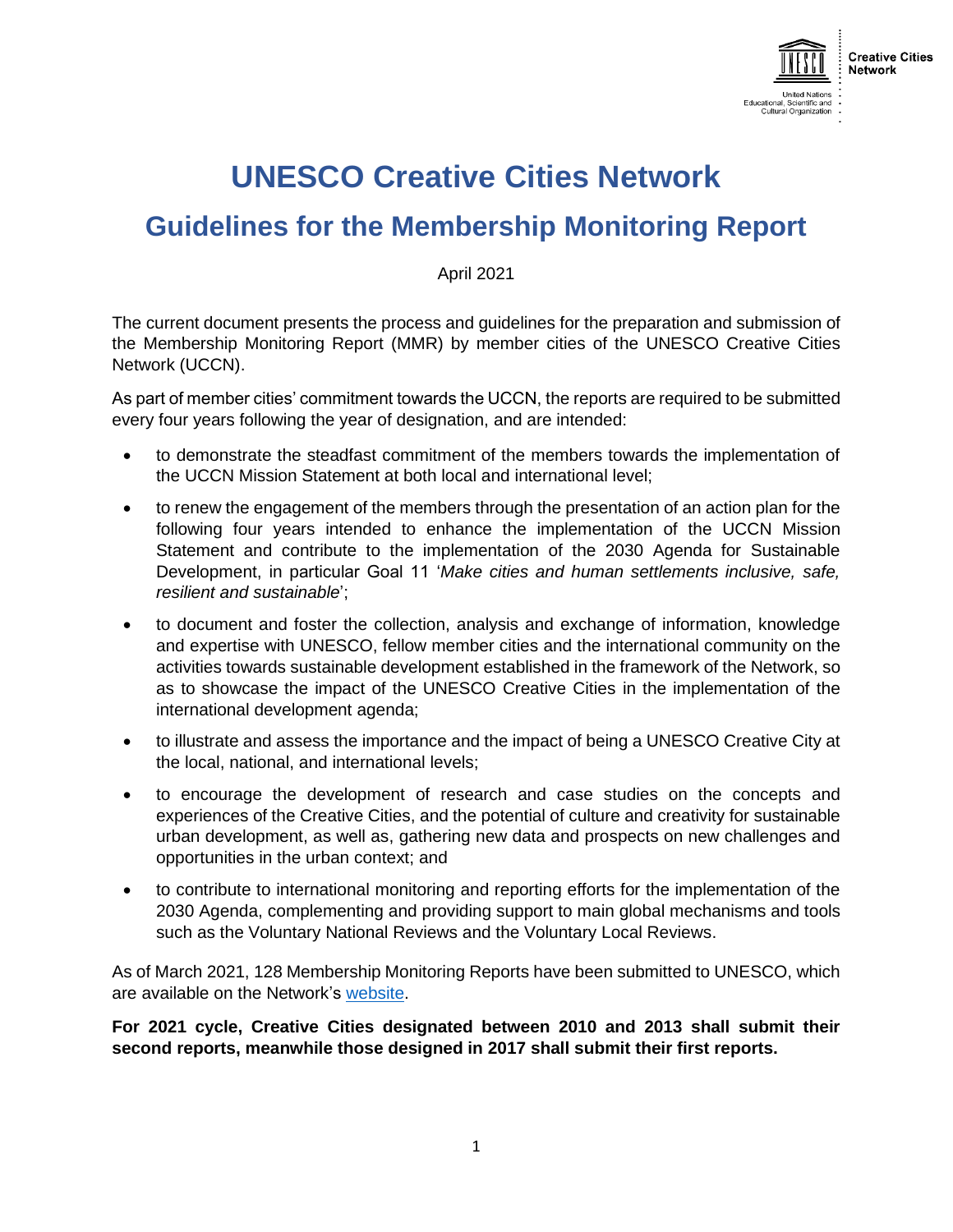# UNESCO Creative Cities Network

## Guidelines for the Membership Monitoring Report

April 2021

The current document presents the process and guidelines for the preparation and submission of the Membership Monitoring Report (MMR) by member cities of the UNESCO Creative Cities Network (UCCN).

As part of member cities' commitment towards the UCCN, the reports are required to be submitted every four years following the year of designation, and are intended:

- to demonstrate the steadfast commitment of the members towards the implementation of the UCCN Mission Statement at both local and international level;
- to renew the engagement of the members through the presentation of an action plan for the following four years intended to enhance the implementation of the UCCN Mission Statement and contribute to the implementation of the 2030 Agenda for Sustainable Development, in particular Goal 11 '*Make cities and human settlements inclusive, safe, resilient and sustainable*';
- to document and foster the collection, analysis and exchange of information, knowledge and expertise with UNESCO, fellow member cities and the international community on the activities towards sustainable development established in the framework of the Network, so as to showcase the impact of the UNESCO Creative Cities in the implementation of the international development agenda;
- to illustrate and assess the importance and the impact of being a UNESCO Creative City at the local, national, and international levels;
- to encourage the development of research and case studies on the concepts and experiences of the Creative Cities, and the potential of culture and creativity for sustainable urban development, as well as, gathering new data and prospects on new challenges and opportunities in the urban context; and
- to contribute to international monitoring and reporting efforts for the implementation of the 2030 Agenda, complementing and providing support to main global mechanisms and tools such as the Voluntary National Reviews and the Voluntary Local Reviews.

As of March 2021, 128 Membership Monitoring Reports have been submitted to UNESCO, which are available on the Network's website.

**For 2021 cycle, Creative Cities designated between 2010 and 2013 shall submit their second reports, meanwhile those designed in 2017 shall submit their first reports.**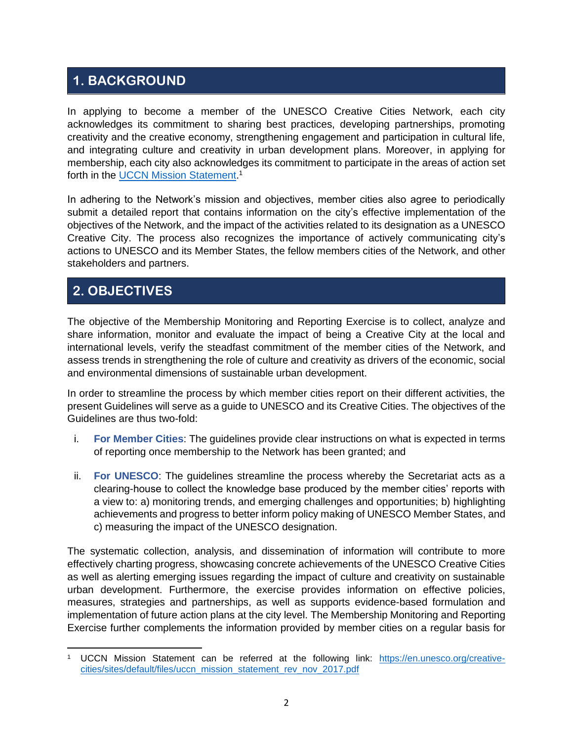## 1. BACKGROUND

In applying to become a member of the UNESCO Creative Cities Network, each city acknowledges its commitment to sharing best practices, developing partnerships, promoting creativity and the creative economy, strengthening engagement and participation in cultural life, and integrating culture and creativity in urban development plans. Moreover, in applying for membership, each city also acknowledges its commitment to participate in the areas of action set forth in the [UCCN Mission Statement](https://en.unesco.org/creative-cities/sites/default/files/uccn_mission_statement_rev_nov_2017.pdf).[1]

In adhering to the Network's mission and objectives, member cities also agree to periodically submit a detailed report that contains information on the city's effective implementation of the objectives of the Network, and the impact of the activities related to its designation as a UNESCO Creative City. The process also recognizes the importance of actively communicating city's actions to UNESCO and its Member States, the fellow members cities of the Network, and other stakeholders and partners.

## 2. OBJECTIVES

The objective of the Membership Monitoring and Reporting Exercise is to collect, analyze and share information, monitor and evaluate the impact of being a Creative City at the local and international levels, verify the steadfast commitment of the member cities of the Network, and assess trends in strengthening the role of culture and creativity as drivers of the economic, social and environmental dimensions of sustainable urban development.

In order to streamline the process by which member cities report on their different activities, the present Guidelines will serve as a guide to UNESCO and its Creative Cities. The objectives of the Guidelines are thus two-fold:

i. **For Member Cities**: The guidelines provide clear instructions on what is expected in terms of reporting once membership to the Network has been granted; and

ii. **For UNESCO**: The guidelines streamline the process whereby the Secretariat acts as a clearing-house to collect the knowledge base produced by the member cities' reports with a view to: a) monitoring trends, and emerging challenges and opportunities; b) highlighting achievements and progress to better inform policy making of UNESCO Member States, and c) measuring the impact of the UNESCO designation.

The systematic collection, analysis, and dissemination of information will contribute to more effectively charting progress, showcasing concrete achievements of the UNESCO Creative Cities as well as alerting emerging issues regarding the impact of culture and creativity on sustainable urban development. Furthermore, the exercise provides information on effective policies, measures, strategies and partnerships, as well as supports evidence-based formulation and implementation of future action plans at the city level. The Membership Monitoring and Reporting Exercise further complements the information provided by member cities on a regular basis for

[1] UCCN Mission Statement can be referred at the following link: https://en.unesco.org/creative-cities/sites/default/files/uccn_mission_statement_rev_nov_2017.pdf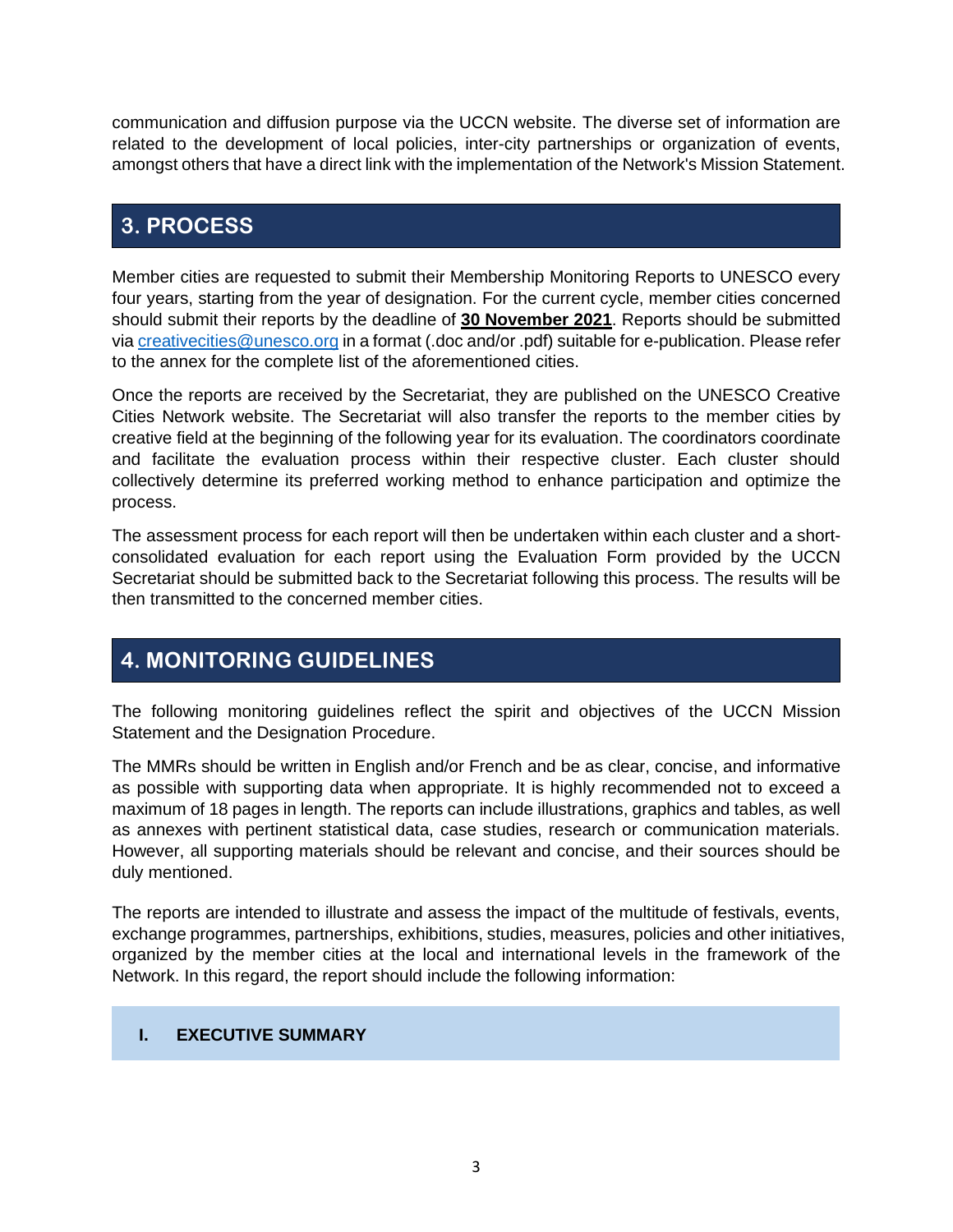communication and diffusion purpose via the UCCN website. The diverse set of information are related to the development of local policies, inter-city partnerships or organization of events, amongst others that have a direct link with the implementation of the Network's Mission Statement.

## 3. PROCESS

Member cities are requested to submit their Membership Monitoring Reports to UNESCO every four years, starting from the year of designation. For the current cycle, member cities concerned should submit their reports by the deadline of **30 November 2021**. Reports should be submitted via creativecities@unesco.org in a format (.doc and/or .pdf) suitable for e-publication. Please refer to the annex for the complete list of the aforementioned cities.

Once the reports are received by the Secretariat, they are published on the UNESCO Creative Cities Network website. The Secretariat will also transfer the reports to the member cities by creative field at the beginning of the following year for its evaluation. The coordinators coordinate and facilitate the evaluation process within their respective cluster. Each cluster should collectively determine its preferred working method to enhance participation and optimize the process.

The assessment process for each report will then be undertaken within each cluster and a short-consolidated evaluation for each report using the Evaluation Form provided by the UCCN Secretariat should be submitted back to the Secretariat following this process. The results will be then transmitted to the concerned member cities.

## 4. MONITORING GUIDELINES

The following monitoring guidelines reflect the spirit and objectives of the UCCN Mission Statement and the Designation Procedure.

The MMRs should be written in English and/or French and be as clear, concise, and informative as possible with supporting data when appropriate. It is highly recommended not to exceed a maximum of 18 pages in length. The reports can include illustrations, graphics and tables, as well as annexes with pertinent statistical data, case studies, research or communication materials. However, all supporting materials should be relevant and concise, and their sources should be duly mentioned.

The reports are intended to illustrate and assess the impact of the multitude of festivals, events, exchange programmes, partnerships, exhibitions, studies, measures, policies and other initiatives, organized by the member cities at the local and international levels in the framework of the Network. In this regard, the report should include the following information:

### I. EXECUTIVE SUMMARY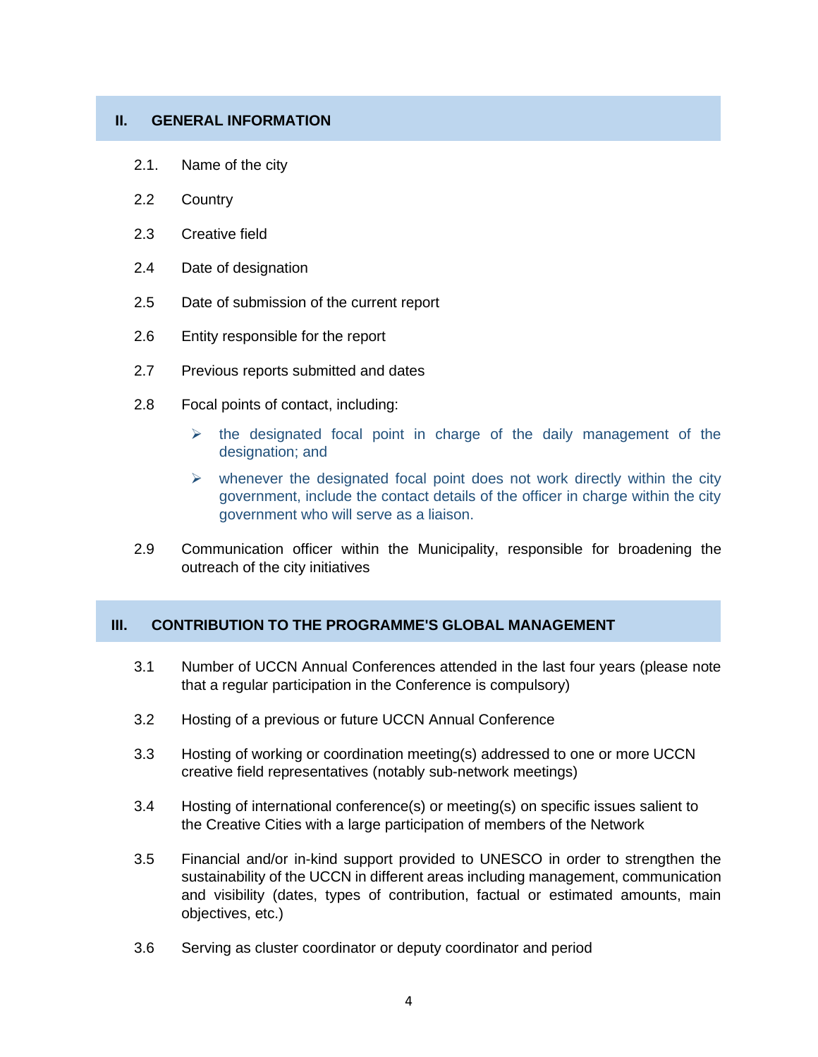## II. GENERAL INFORMATION

2.1. Name of the city

2.2 Country

2.3 Creative field

2.4 Date of designation

2.5 Date of submission of the current report

2.6 Entity responsible for the report

2.7 Previous reports submitted and dates

2.8 Focal points of contact, including:

- the designated focal point in charge of the daily management of the designation; and
- whenever the designated focal point does not work directly within the city government, include the contact details of the officer in charge within the city government who will serve as a liaison.

2.9 Communication officer within the Municipality, responsible for broadening the outreach of the city initiatives

## III. CONTRIBUTION TO THE PROGRAMME'S GLOBAL MANAGEMENT

3.1 Number of UCCN Annual Conferences attended in the last four years (please note that a regular participation in the Conference is compulsory)

3.2 Hosting of a previous or future UCCN Annual Conference

3.3 Hosting of working or coordination meeting(s) addressed to one or more UCCN creative field representatives (notably sub-network meetings)

3.4 Hosting of international conference(s) or meeting(s) on specific issues salient to the Creative Cities with a large participation of members of the Network

3.5 Financial and/or in-kind support provided to UNESCO in order to strengthen the sustainability of the UCCN in different areas including management, communication and visibility (dates, types of contribution, factual or estimated amounts, main objectives, etc.)

3.6 Serving as cluster coordinator or deputy coordinator and period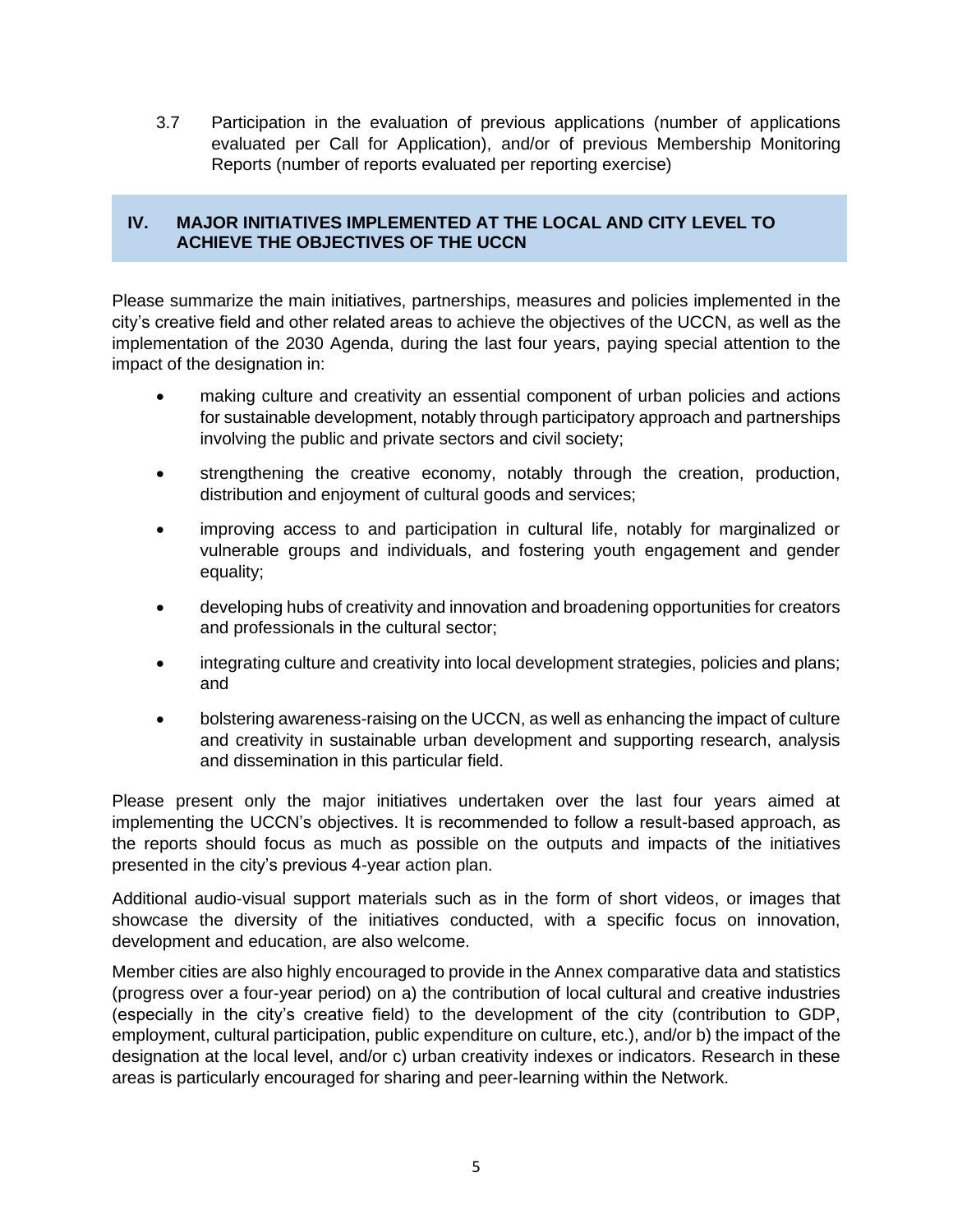3.7 Participation in the evaluation of previous applications (number of applications evaluated per Call for Application), and/or of previous Membership Monitoring Reports (number of reports evaluated per reporting exercise)

## IV. MAJOR INITIATIVES IMPLEMENTED AT THE LOCAL AND CITY LEVEL TO ACHIEVE THE OBJECTIVES OF THE UCCN

Please summarize the main initiatives, partnerships, measures and policies implemented in the city's creative field and other related areas to achieve the objectives of the UCCN, as well as the implementation of the 2030 Agenda, during the last four years, paying special attention to the impact of the designation in:

- making culture and creativity an essential component of urban policies and actions for sustainable development, notably through participatory approach and partnerships involving the public and private sectors and civil society;
- strengthening the creative economy, notably through the creation, production, distribution and enjoyment of cultural goods and services;
- improving access to and participation in cultural life, notably for marginalized or vulnerable groups and individuals, and fostering youth engagement and gender equality;
- developing hubs of creativity and innovation and broadening opportunities for creators and professionals in the cultural sector;
- integrating culture and creativity into local development strategies, policies and plans; and
- bolstering awareness-raising on the UCCN, as well as enhancing the impact of culture and creativity in sustainable urban development and supporting research, analysis and dissemination in this particular field.

Please present only the major initiatives undertaken over the last four years aimed at implementing the UCCN's objectives. It is recommended to follow a result-based approach, as the reports should focus as much as possible on the outputs and impacts of the initiatives presented in the city's previous 4-year action plan.

Additional audio-visual support materials such as in the form of short videos, or images that showcase the diversity of the initiatives conducted, with a specific focus on innovation, development and education, are also welcome.

Member cities are also highly encouraged to provide in the Annex comparative data and statistics (progress over a four-year period) on a) the contribution of local cultural and creative industries (especially in the city's creative field) to the development of the city (contribution to GDP, employment, cultural participation, public expenditure on culture, etc.), and/or b) the impact of the designation at the local level, and/or c) urban creativity indexes or indicators. Research in these areas is particularly encouraged for sharing and peer-learning within the Network.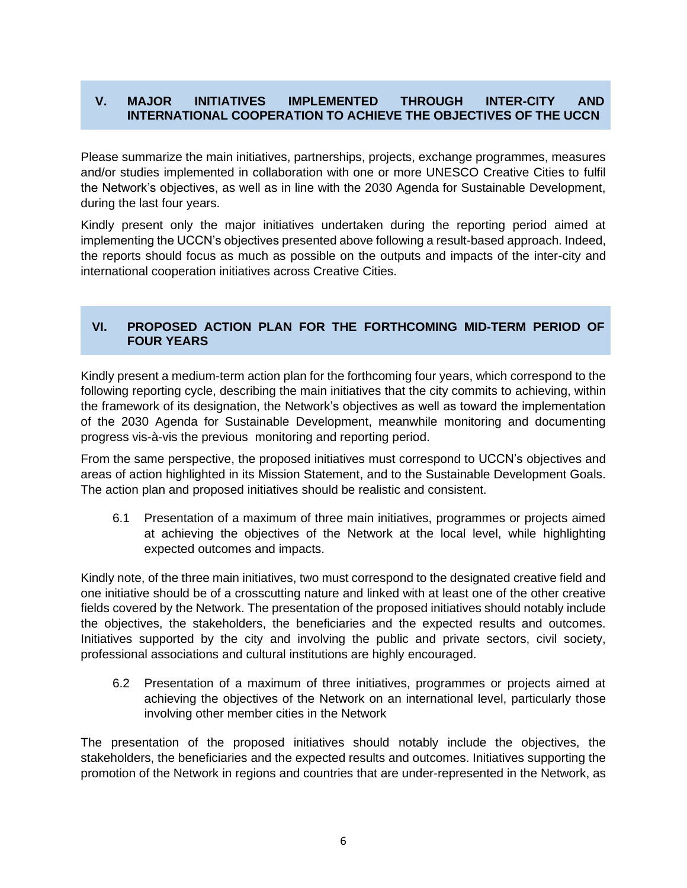## V. MAJOR INITIATIVES IMPLEMENTED THROUGH INTER-CITY AND INTERNATIONAL COOPERATION TO ACHIEVE THE OBJECTIVES OF THE UCCN

Please summarize the main initiatives, partnerships, projects, exchange programmes, measures and/or studies implemented in collaboration with one or more UNESCO Creative Cities to fulfil the Network's objectives, as well as in line with the 2030 Agenda for Sustainable Development, during the last four years.

Kindly present only the major initiatives undertaken during the reporting period aimed at implementing the UCCN's objectives presented above following a result-based approach. Indeed, the reports should focus as much as possible on the outputs and impacts of the inter-city and international cooperation initiatives across Creative Cities.

## VI. PROPOSED ACTION PLAN FOR THE FORTHCOMING MID-TERM PERIOD OF FOUR YEARS

Kindly present a medium-term action plan for the forthcoming four years, which correspond to the following reporting cycle, describing the main initiatives that the city commits to achieving, within the framework of its designation, the Network's objectives as well as toward the implementation of the 2030 Agenda for Sustainable Development, meanwhile monitoring and documenting progress vis-à-vis the previous monitoring and reporting period.

From the same perspective, the proposed initiatives must correspond to UCCN's objectives and areas of action highlighted in its Mission Statement, and to the Sustainable Development Goals. The action plan and proposed initiatives should be realistic and consistent.

6.1 Presentation of a maximum of three main initiatives, programmes or projects aimed at achieving the objectives of the Network at the local level, while highlighting expected outcomes and impacts.

Kindly note, of the three main initiatives, two must correspond to the designated creative field and one initiative should be of a crosscutting nature and linked with at least one of the other creative fields covered by the Network. The presentation of the proposed initiatives should notably include the objectives, the stakeholders, the beneficiaries and the expected results and outcomes. Initiatives supported by the city and involving the public and private sectors, civil society, professional associations and cultural institutions are highly encouraged.

6.2 Presentation of a maximum of three initiatives, programmes or projects aimed at achieving the objectives of the Network on an international level, particularly those involving other member cities in the Network

The presentation of the proposed initiatives should notably include the objectives, the stakeholders, the beneficiaries and the expected results and outcomes. Initiatives supporting the promotion of the Network in regions and countries that are under-represented in the Network, as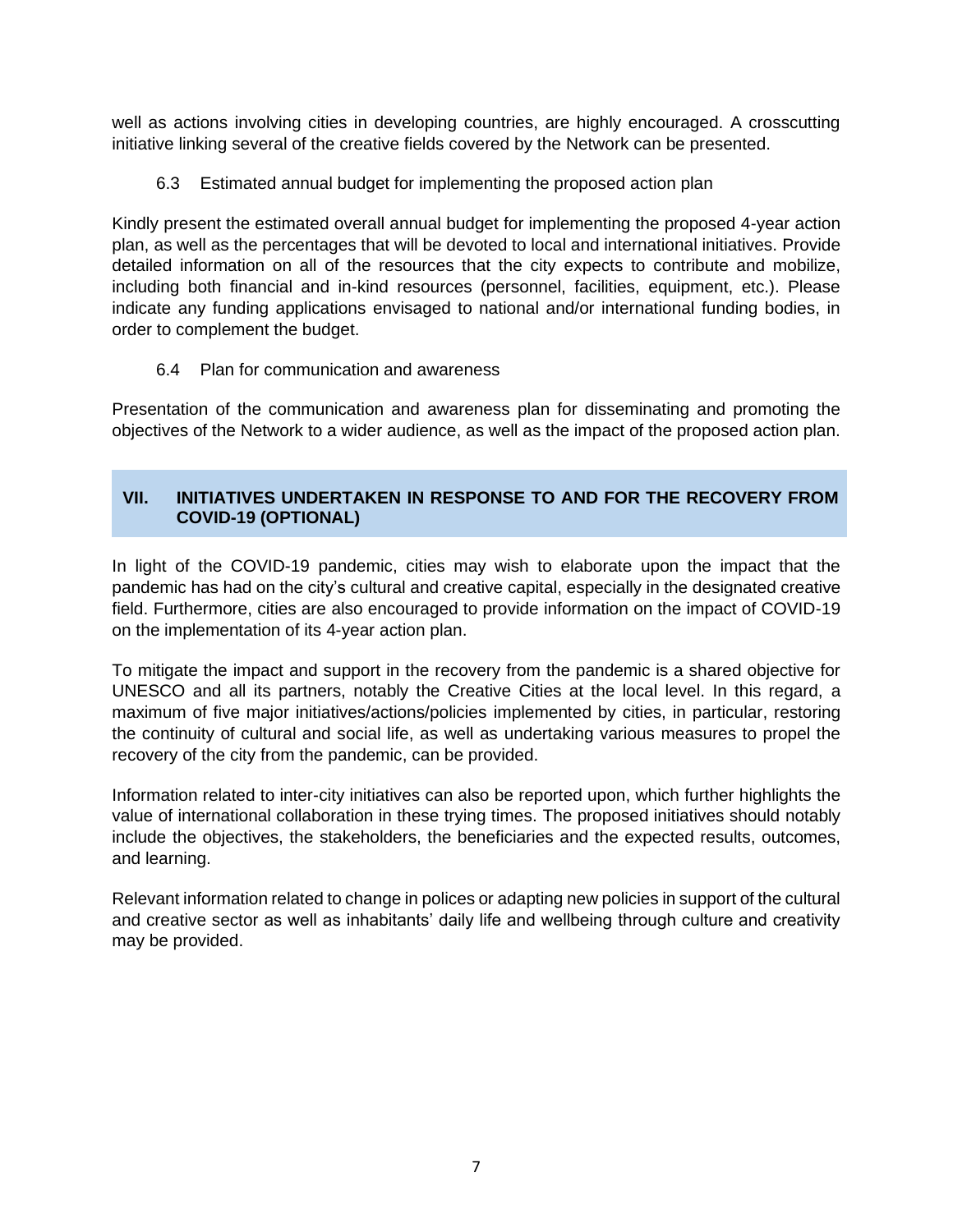well as actions involving cities in developing countries, are highly encouraged. A crosscutting initiative linking several of the creative fields covered by the Network can be presented.

### 6.3 Estimated annual budget for implementing the proposed action plan

Kindly present the estimated overall annual budget for implementing the proposed 4-year action plan, as well as the percentages that will be devoted to local and international initiatives. Provide detailed information on all of the resources that the city expects to contribute and mobilize, including both financial and in-kind resources (personnel, facilities, equipment, etc.). Please indicate any funding applications envisaged to national and/or international funding bodies, in order to complement the budget.

### 6.4 Plan for communication and awareness

Presentation of the communication and awareness plan for disseminating and promoting the objectives of the Network to a wider audience, as well as the impact of the proposed action plan.

## VII. INITIATIVES UNDERTAKEN IN RESPONSE TO AND FOR THE RECOVERY FROM COVID-19 (OPTIONAL)

In light of the COVID-19 pandemic, cities may wish to elaborate upon the impact that the pandemic has had on the city's cultural and creative capital, especially in the designated creative field. Furthermore, cities are also encouraged to provide information on the impact of COVID-19 on the implementation of its 4-year action plan.

To mitigate the impact and support in the recovery from the pandemic is a shared objective for UNESCO and all its partners, notably the Creative Cities at the local level. In this regard, a maximum of five major initiatives/actions/policies implemented by cities, in particular, restoring the continuity of cultural and social life, as well as undertaking various measures to propel the recovery of the city from the pandemic, can be provided.

Information related to inter-city initiatives can also be reported upon, which further highlights the value of international collaboration in these trying times. The proposed initiatives should notably include the objectives, the stakeholders, the beneficiaries and the expected results, outcomes, and learning.

Relevant information related to change in polices or adapting new policies in support of the cultural and creative sector as well as inhabitants' daily life and wellbeing through culture and creativity may be provided.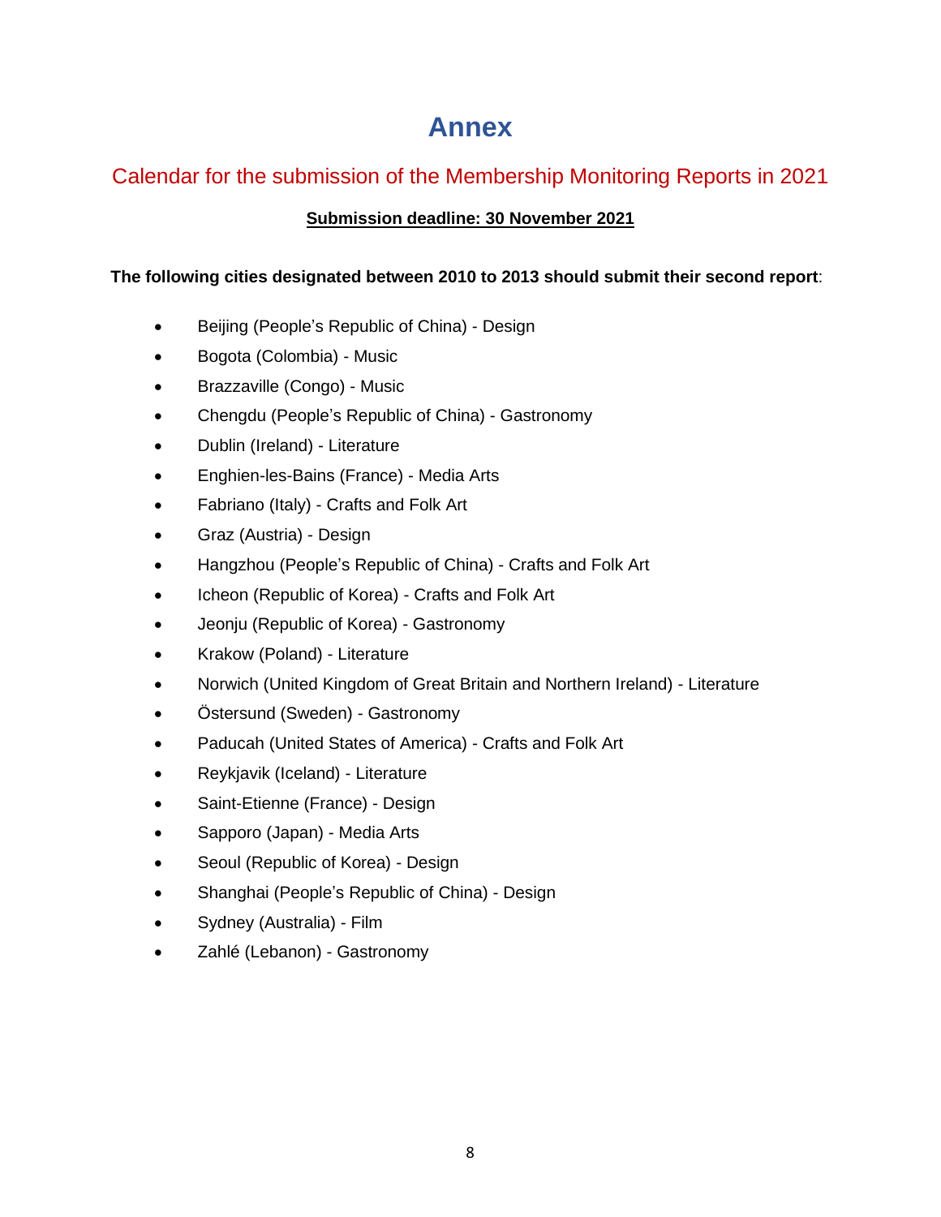# Annex

## Calendar for the submission of the Membership Monitoring Reports in 2021

**Submission deadline: 30 November 2021**

**The following cities designated between 2010 to 2013 should submit their second report**:

- Beijing (People's Republic of China) - Design
- Bogota (Colombia) - Music
- Brazzaville (Congo) - Music
- Chengdu (People's Republic of China) - Gastronomy
- Dublin (Ireland) - Literature
- Enghien-les-Bains (France) - Media Arts
- Fabriano (Italy) - Crafts and Folk Art
- Graz (Austria) - Design
- Hangzhou (People's Republic of China) - Crafts and Folk Art
- Icheon (Republic of Korea) - Crafts and Folk Art
- Jeonju (Republic of Korea) - Gastronomy
- Krakow (Poland) - Literature
- Norwich (United Kingdom of Great Britain and Northern Ireland) - Literature
- Östersund (Sweden) - Gastronomy
- Paducah (United States of America) - Crafts and Folk Art
- Reykjavik (Iceland) - Literature
- Saint-Etienne (France) - Design
- Sapporo (Japan) - Media Arts
- Seoul (Republic of Korea) - Design
- Shanghai (People's Republic of China) - Design
- Sydney (Australia) - Film
- Zahlé (Lebanon) - Gastronomy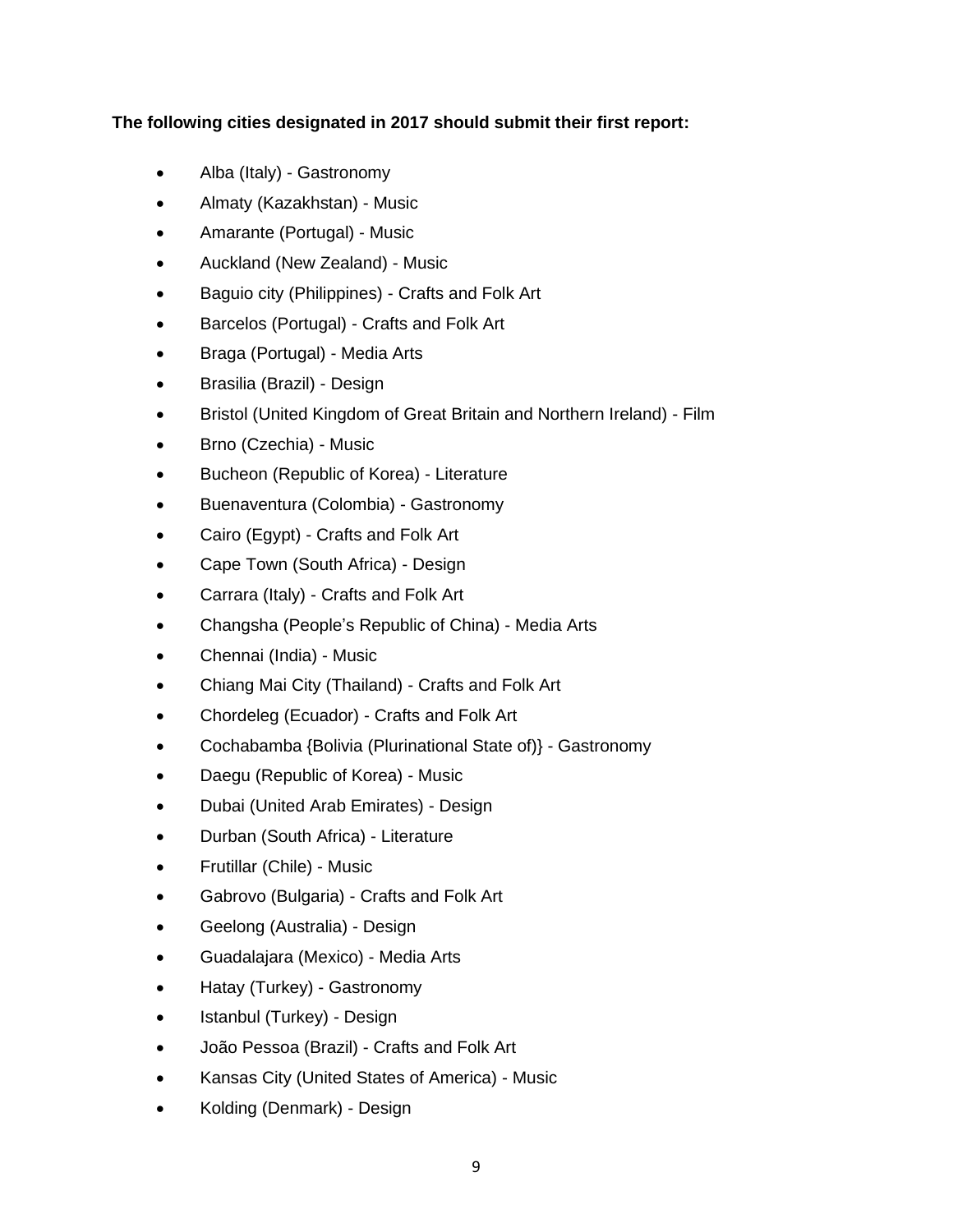**The following cities designated in 2017 should submit their first report:**

- Alba (Italy) - Gastronomy
- Almaty (Kazakhstan) - Music
- Amarante (Portugal) - Music
- Auckland (New Zealand) - Music
- Baguio city (Philippines) - Crafts and Folk Art
- Barcelos (Portugal) - Crafts and Folk Art
- Braga (Portugal) - Media Arts
- Brasilia (Brazil) - Design
- Bristol (United Kingdom of Great Britain and Northern Ireland) - Film
- Brno (Czechia) - Music
- Bucheon (Republic of Korea) - Literature
- Buenaventura (Colombia) - Gastronomy
- Cairo (Egypt) - Crafts and Folk Art
- Cape Town (South Africa) - Design
- Carrara (Italy) - Crafts and Folk Art
- Changsha (People's Republic of China) - Media Arts
- Chennai (India) - Music
- Chiang Mai City (Thailand) - Crafts and Folk Art
- Chordeleg (Ecuador) - Crafts and Folk Art
- Cochabamba {Bolivia (Plurinational State of)} - Gastronomy
- Daegu (Republic of Korea) - Music
- Dubai (United Arab Emirates) - Design
- Durban (South Africa) - Literature
- Frutillar (Chile) - Music
- Gabrovo (Bulgaria) - Crafts and Folk Art
- Geelong (Australia) - Design
- Guadalajara (Mexico) - Media Arts
- Hatay (Turkey) - Gastronomy
- Istanbul (Turkey) - Design
- João Pessoa (Brazil) - Crafts and Folk Art
- Kansas City (United States of America) - Music
- Kolding (Denmark) - Design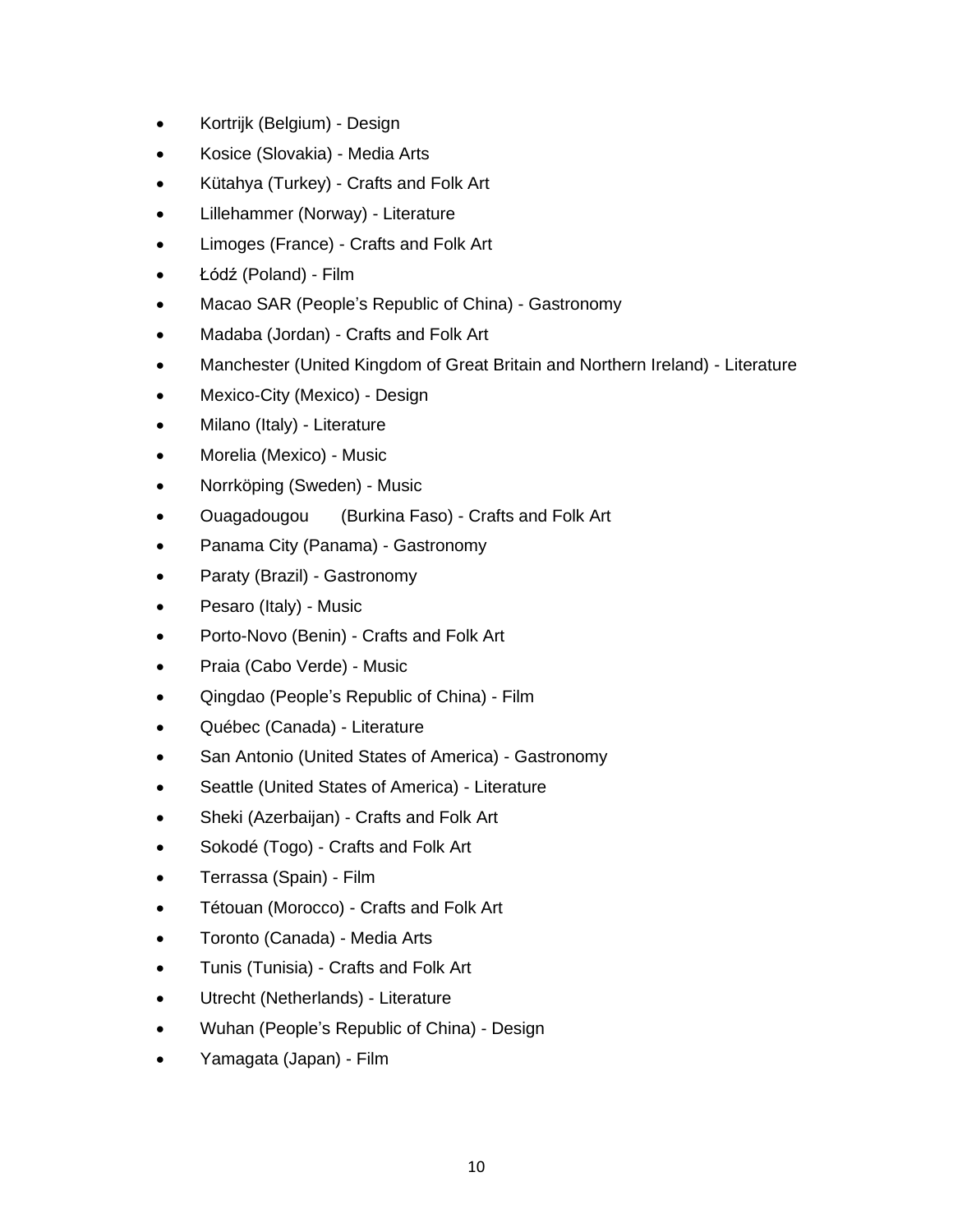- Kortrijk (Belgium) - Design
- Kosice (Slovakia) - Media Arts
- Kütahya (Turkey) - Crafts and Folk Art
- Lillehammer (Norway) - Literature
- Limoges (France) - Crafts and Folk Art
- Łódź (Poland) - Film
- Macao SAR (People's Republic of China) - Gastronomy
- Madaba (Jordan) - Crafts and Folk Art
- Manchester (United Kingdom of Great Britain and Northern Ireland) - Literature
- Mexico-City (Mexico) - Design
- Milano (Italy) - Literature
- Morelia (Mexico) - Music
- Norrköping (Sweden) - Music
- Ouagadougou (Burkina Faso) - Crafts and Folk Art
- Panama City (Panama) - Gastronomy
- Paraty (Brazil) - Gastronomy
- Pesaro (Italy) - Music
- Porto-Novo (Benin) - Crafts and Folk Art
- Praia (Cabo Verde) - Music
- Qingdao (People's Republic of China) - Film
- Québec (Canada) - Literature
- San Antonio (United States of America) - Gastronomy
- Seattle (United States of America) - Literature
- Sheki (Azerbaijan) - Crafts and Folk Art
- Sokodé (Togo) - Crafts and Folk Art
- Terrassa (Spain) - Film
- Tétouan (Morocco) - Crafts and Folk Art
- Toronto (Canada) - Media Arts
- Tunis (Tunisia) - Crafts and Folk Art
- Utrecht (Netherlands) - Literature
- Wuhan (People's Republic of China) - Design
- Yamagata (Japan) - Film